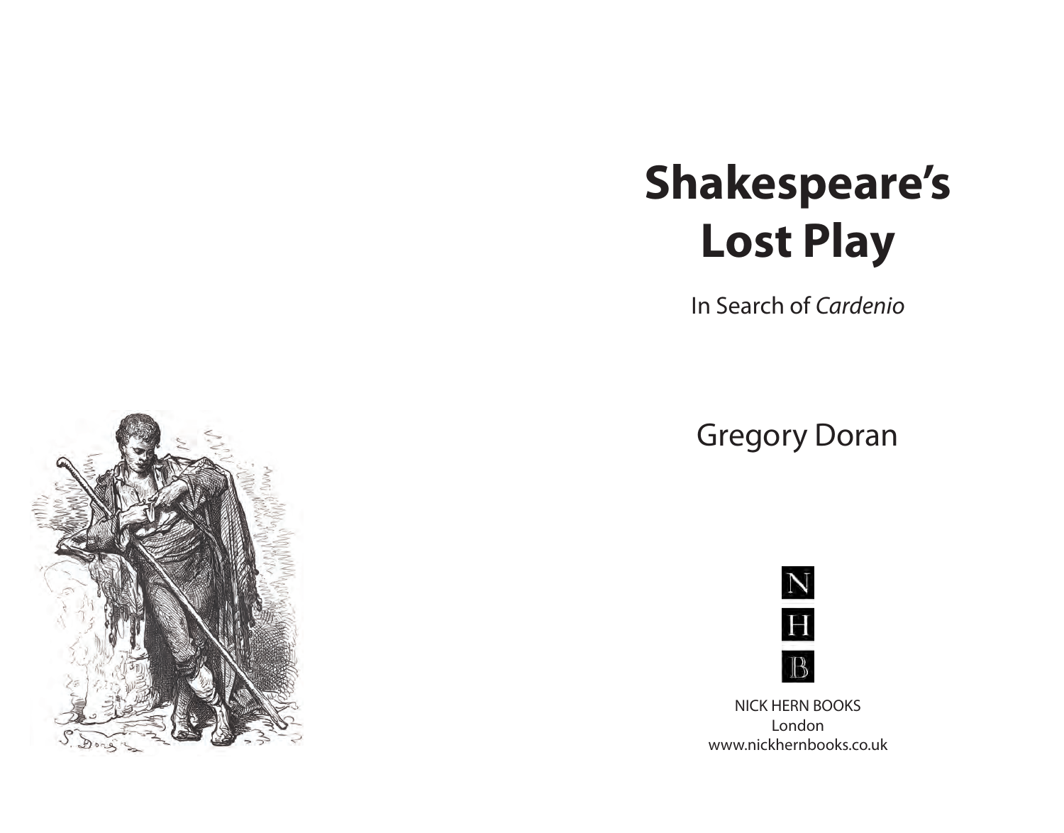# Shakespeare's Lost Play

In Search of *Cardenio*

Gregory Doran

N
H
B

NICK HERN BOOKS
London
www.nickhernbooks.co.uk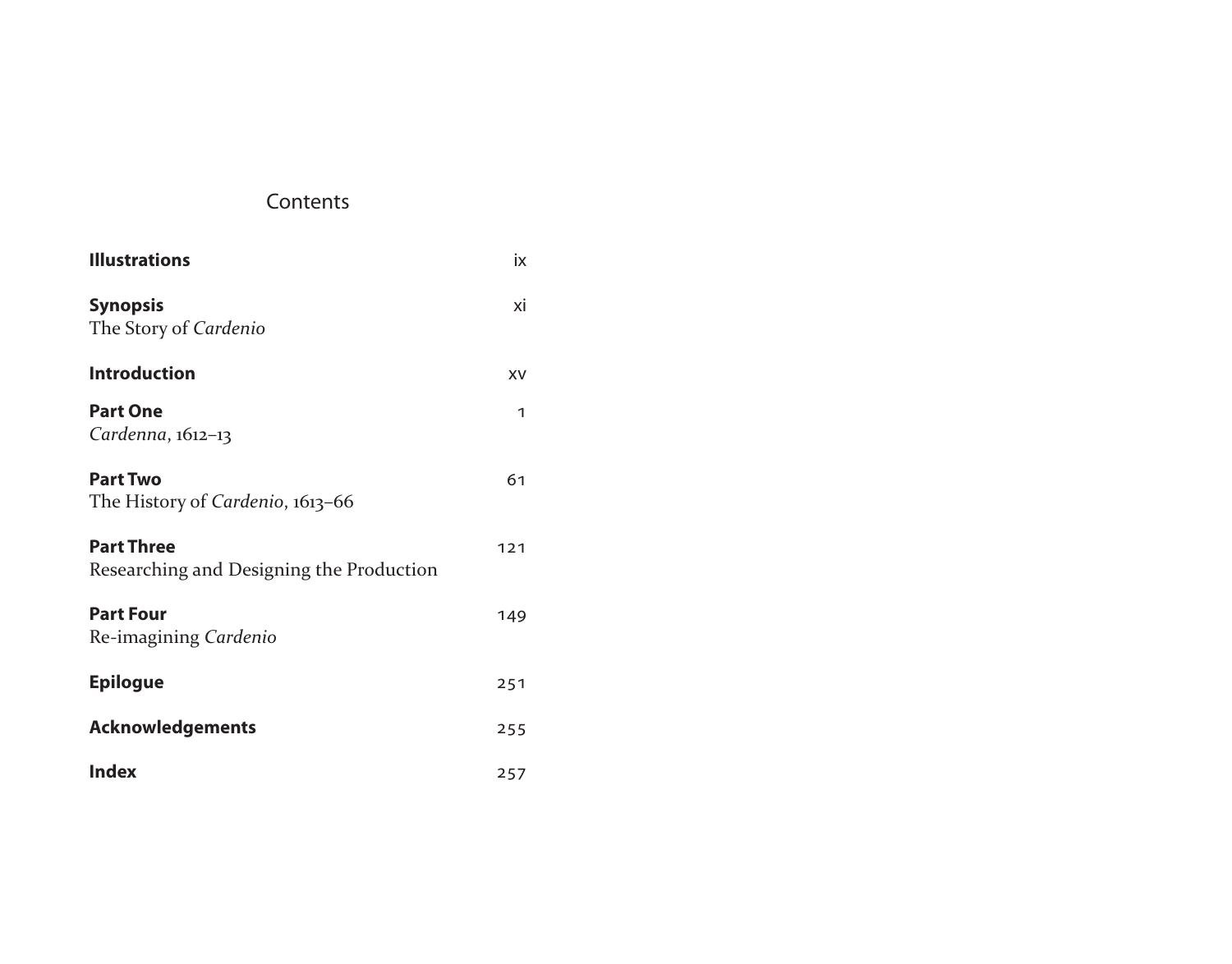# Contents

**Illustrations** ix

**Synopsis** xi
The Story of *Cardenio*

**Introduction** xv

**Part One** 1
*Cardenna*, 1612–13

**Part Two** 61
The History of *Cardenio*, 1613–66

**Part Three** 121
Researching and Designing the Production

**Part Four** 149
Re-imagining *Cardenio*

**Epilogue** 251

**Acknowledgements** 255

**Index** 257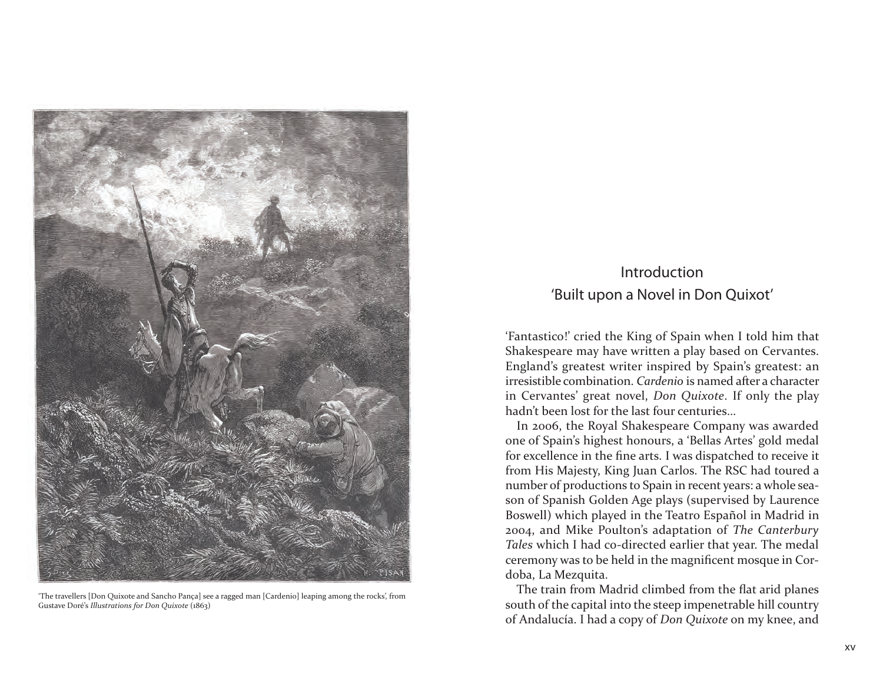'The travellers [Don Quixote and Sancho Pança] see a ragged man [Cardenio] leaping among the rocks', from Gustave Doré's *Illustrations for Don Quixote* (1863)

## Introduction
## 'Built upon a Novel in Don Quixot'

'Fantastico!' cried the King of Spain when I told him that Shakespeare may have written a play based on Cervantes. England's greatest writer inspired by Spain's greatest: an irresistible combination. *Cardenio* is named after a character in Cervantes' great novel, *Don Quixote*. If only the play hadn't been lost for the last four centuries…

In 2006, the Royal Shakespeare Company was awarded one of Spain's highest honours, a 'Bellas Artes' gold medal for excellence in the fine arts. I was dispatched to receive it from His Majesty, King Juan Carlos. The RSC had toured a number of productions to Spain in recent years: a whole season of Spanish Golden Age plays (supervised by Laurence Boswell) which played in the Teatro Español in Madrid in 2004, and Mike Poulton's adaptation of *The Canterbury Tales* which I had co-directed earlier that year. The medal ceremony was to be held in the magnificent mosque in Cordoba, La Mezquita.

The train from Madrid climbed from the flat arid planes south of the capital into the steep impenetrable hill country of Andalucía. I had a copy of *Don Quixote* on my knee, and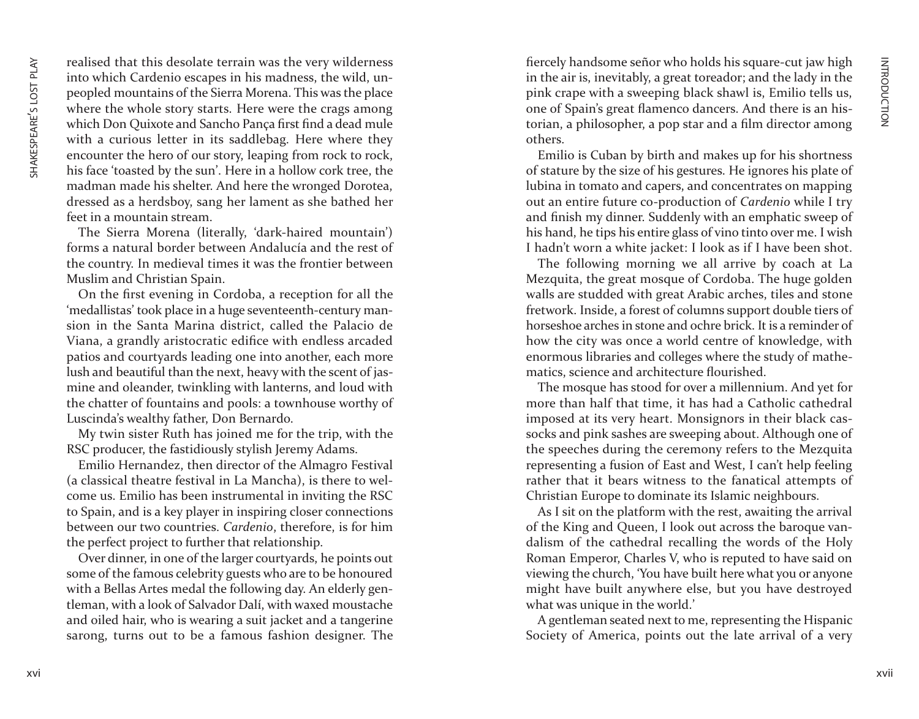realised that this desolate terrain was the very wilderness into which Cardenio escapes in his madness, the wild, unpeopled mountains of the Sierra Morena. This was the place where the whole story starts. Here were the crags among which Don Quixote and Sancho Pança first find a dead mule with a curious letter in its saddlebag. Here where they encounter the hero of our story, leaping from rock to rock, his face 'toasted by the sun'. Here in a hollow cork tree, the madman made his shelter. And here the wronged Dorotea, dressed as a herdsboy, sang her lament as she bathed her feet in a mountain stream.

The Sierra Morena (literally, 'dark-haired mountain') forms a natural border between Andalucía and the rest of the country. In medieval times it was the frontier between Muslim and Christian Spain.

On the first evening in Cordoba, a reception for all the 'medallistas' took place in a huge seventeenth-century mansion in the Santa Marina district, called the Palacio de Viana, a grandly aristocratic edifice with endless arcaded patios and courtyards leading one into another, each more lush and beautiful than the next, heavy with the scent of jasmine and oleander, twinkling with lanterns, and loud with the chatter of fountains and pools: a townhouse worthy of Luscinda's wealthy father, Don Bernardo.

My twin sister Ruth has joined me for the trip, with the RSC producer, the fastidiously stylish Jeremy Adams.

Emilio Hernandez, then director of the Almagro Festival (a classical theatre festival in La Mancha), is there to welcome us. Emilio has been instrumental in inviting the RSC to Spain, and is a key player in inspiring closer connections between our two countries. *Cardenio*, therefore, is for him the perfect project to further that relationship.

Over dinner, in one of the larger courtyards, he points out some of the famous celebrity guests who are to be honoured with a Bellas Artes medal the following day. An elderly gentleman, with a look of Salvador Dalí, with waxed moustache and oiled hair, who is wearing a suit jacket and a tangerine sarong, turns out to be a famous fashion designer. The fiercely handsome señor who holds his square-cut jaw high in the air is, inevitably, a great toreador; and the lady in the pink crape with a sweeping black shawl is, Emilio tells us, one of Spain's great flamenco dancers. And there is an historian, a philosopher, a pop star and a film director among others.

Emilio is Cuban by birth and makes up for his shortness of stature by the size of his gestures. He ignores his plate of lubina in tomato and capers, and concentrates on mapping out an entire future co-production of *Cardenio* while I try and finish my dinner. Suddenly with an emphatic sweep of his hand, he tips his entire glass of vino tinto over me. I wish I hadn't worn a white jacket: I look as if I have been shot.

The following morning we all arrive by coach at La Mezquita, the great mosque of Cordoba. The huge golden walls are studded with great Arabic arches, tiles and stone fretwork. Inside, a forest of columns support double tiers of horseshoe arches in stone and ochre brick. It is a reminder of how the city was once a world centre of knowledge, with enormous libraries and colleges where the study of mathematics, science and architecture flourished.

The mosque has stood for over a millennium. And yet for more than half that time, it has had a Catholic cathedral imposed at its very heart. Monsignors in their black cassocks and pink sashes are sweeping about. Although one of the speeches during the ceremony refers to the Mezquita representing a fusion of East and West, I can't help feeling rather that it bears witness to the fanatical attempts of Christian Europe to dominate its Islamic neighbours.

As I sit on the platform with the rest, awaiting the arrival of the King and Queen, I look out across the baroque vandalism of the cathedral recalling the words of the Holy Roman Emperor, Charles V, who is reputed to have said on viewing the church, 'You have built here what you or anyone might have built anywhere else, but you have destroyed what was unique in the world.'

A gentleman seated next to me, representing the Hispanic Society of America, points out the late arrival of a very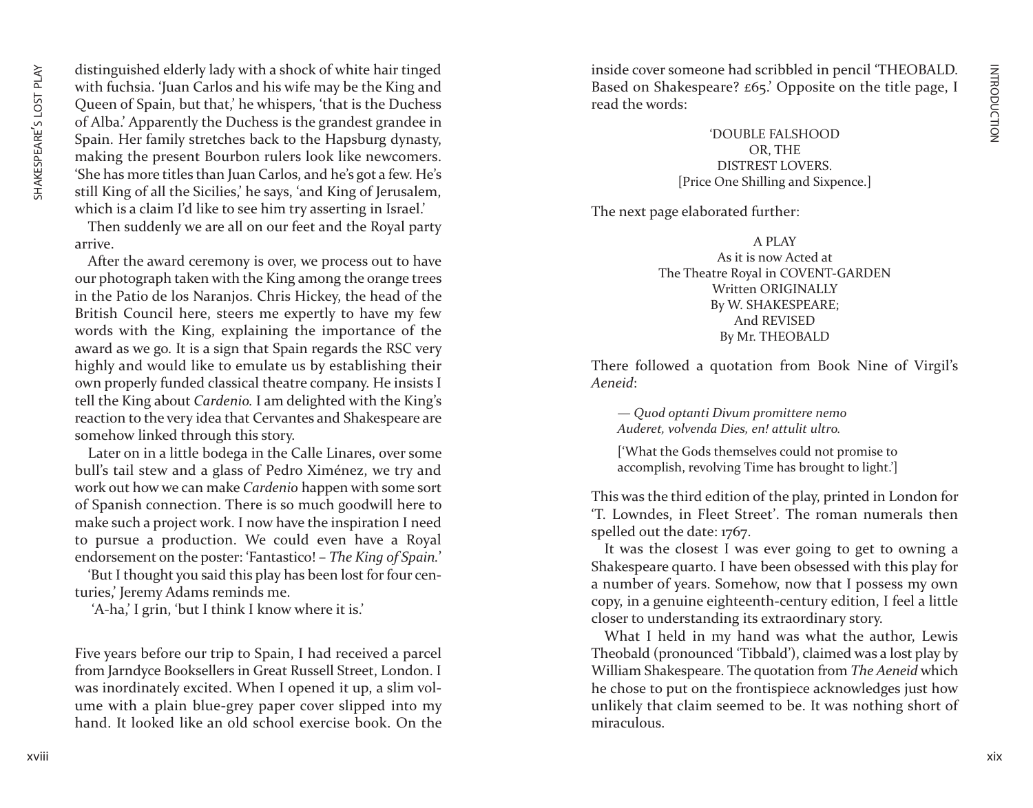distinguished elderly lady with a shock of white hair tinged with fuchsia. 'Juan Carlos and his wife may be the King and Queen of Spain, but that,' he whispers, 'that is the Duchess of Alba.' Apparently the Duchess is the grandest grandee in Spain. Her family stretches back to the Hapsburg dynasty, making the present Bourbon rulers look like newcomers. 'She has more titles than Juan Carlos, and he's got a few. He's still King of all the Sicilies,' he says, 'and King of Jerusalem, which is a claim I'd like to see him try asserting in Israel.'

Then suddenly we are all on our feet and the Royal party arrive.

After the award ceremony is over, we process out to have our photograph taken with the King among the orange trees in the Patio de los Naranjos. Chris Hickey, the head of the British Council here, steers me expertly to have my few words with the King, explaining the importance of the award as we go. It is a sign that Spain regards the RSC very highly and would like to emulate us by establishing their own properly funded classical theatre company. He insists I tell the King about *Cardenio.* I am delighted with the King's reaction to the very idea that Cervantes and Shakespeare are somehow linked through this story.

Later on in a little bodega in the Calle Linares, over some bull's tail stew and a glass of Pedro Ximénez, we try and work out how we can make *Cardenio* happen with some sort of Spanish connection. There is so much goodwill here to make such a project work. I now have the inspiration I need to pursue a production. We could even have a Royal endorsement on the poster: 'Fantastico! – *The King of Spain.*'

'But I thought you said this play has been lost for four centuries,' Jeremy Adams reminds me.

'A-ha,' I grin, 'but I think I know where it is.'

Five years before our trip to Spain, I had received a parcel from Jarndyce Booksellers in Great Russell Street, London. I was inordinately excited. When I opened it up, a slim volume with a plain blue-grey paper cover slipped into my hand. It looked like an old school exercise book. On the inside cover someone had scribbled in pencil 'THEOBALD. Based on Shakespeare? £65.' Opposite on the title page, I read the words:

'DOUBLE FALSHOOD
OR, THE
DISTREST LOVERS.
[Price One Shilling and Sixpence.]

The next page elaborated further:

A PLAY
As it is now Acted at
The Theatre Royal in COVENT-GARDEN
Written ORIGINALLY
By W. SHAKESPEARE;
And REVISED
By Mr. THEOBALD

There followed a quotation from Book Nine of Virgil's *Aeneid*:

> — *Quod optanti Divum promittere nemo*
> *Auderet, volvenda Dies, en! attulit ultro.*
>
> ['What the Gods themselves could not promise to accomplish, revolving Time has brought to light.']

This was the third edition of the play, printed in London for 'T. Lowndes, in Fleet Street'. The roman numerals then spelled out the date: 1767.

It was the closest I was ever going to get to owning a Shakespeare quarto. I have been obsessed with this play for a number of years. Somehow, now that I possess my own copy, in a genuine eighteenth-century edition, I feel a little closer to understanding its extraordinary story.

What I held in my hand was what the author, Lewis Theobald (pronounced 'Tibbald'), claimed was a lost play by William Shakespeare. The quotation from *The Aeneid* which he chose to put on the frontispiece acknowledges just how unlikely that claim seemed to be. It was nothing short of miraculous.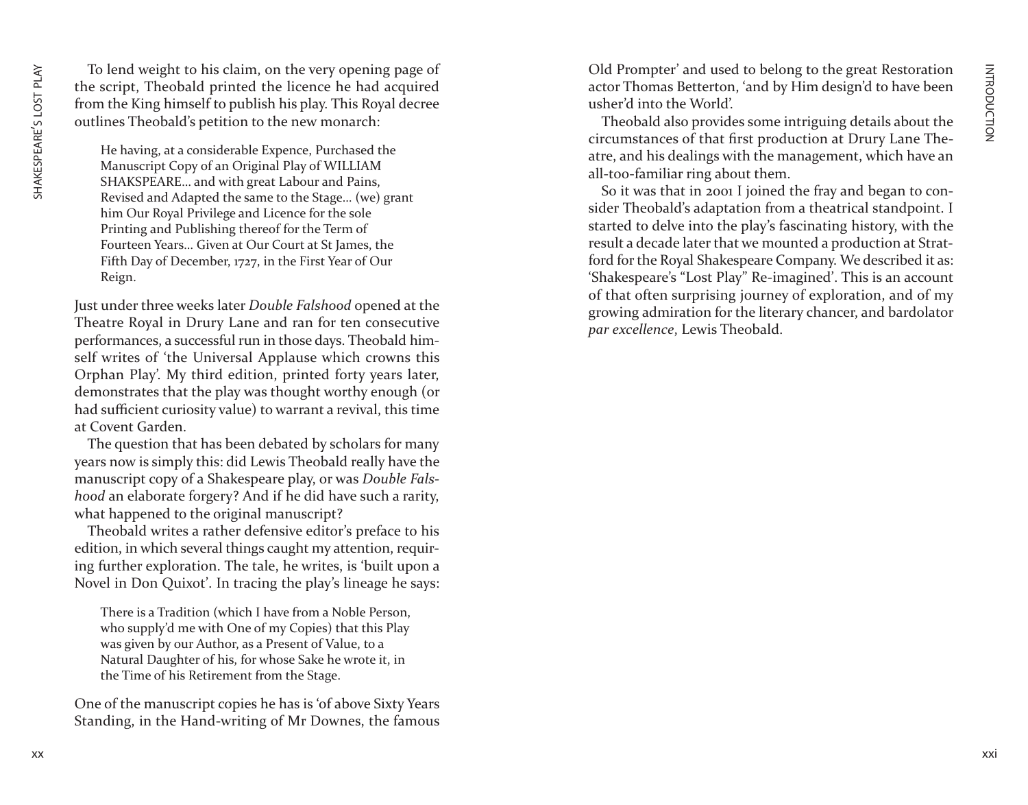To lend weight to his claim, on the very opening page of the script, Theobald printed the licence he had acquired from the King himself to publish his play. This Royal decree outlines Theobald's petition to the new monarch:

> He having, at a considerable Expence, Purchased the Manuscript Copy of an Original Play of WILLIAM SHAKSPEARE… and with great Labour and Pains, Revised and Adapted the same to the Stage… (we) grant him Our Royal Privilege and Licence for the sole Printing and Publishing thereof for the Term of Fourteen Years… Given at Our Court at St James, the Fifth Day of December, 1727, in the First Year of Our Reign.

Just under three weeks later *Double Falshood* opened at the Theatre Royal in Drury Lane and ran for ten consecutive performances, a successful run in those days. Theobald himself writes of 'the Universal Applause which crowns this Orphan Play'. My third edition, printed forty years later, demonstrates that the play was thought worthy enough (or had sufficient curiosity value) to warrant a revival, this time at Covent Garden.

The question that has been debated by scholars for many years now is simply this: did Lewis Theobald really have the manuscript copy of a Shakespeare play, or was *Double Falshood* an elaborate forgery? And if he did have such a rarity, what happened to the original manuscript?

Theobald writes a rather defensive editor's preface to his edition, in which several things caught my attention, requiring further exploration. The tale, he writes, is 'built upon a Novel in Don Quixot'. In tracing the play's lineage he says:

> There is a Tradition (which I have from a Noble Person, who supply'd me with One of my Copies) that this Play was given by our Author, as a Present of Value, to a Natural Daughter of his, for whose Sake he wrote it, in the Time of his Retirement from the Stage.

One of the manuscript copies he has is 'of above Sixty Years Standing, in the Hand-writing of Mr Downes, the famous Old Prompter' and used to belong to the great Restoration actor Thomas Betterton, 'and by Him design'd to have been usher'd into the World'.

Theobald also provides some intriguing details about the circumstances of that first production at Drury Lane Theatre, and his dealings with the management, which have an all-too-familiar ring about them.

So it was that in 2001 I joined the fray and began to consider Theobald's adaptation from a theatrical standpoint. I started to delve into the play's fascinating history, with the result a decade later that we mounted a production at Stratford for the Royal Shakespeare Company. We described it as: 'Shakespeare's "Lost Play" Re-imagined'. This is an account of that often surprising journey of exploration, and of my growing admiration for the literary chancer, and bardolator *par excellence*, Lewis Theobald.